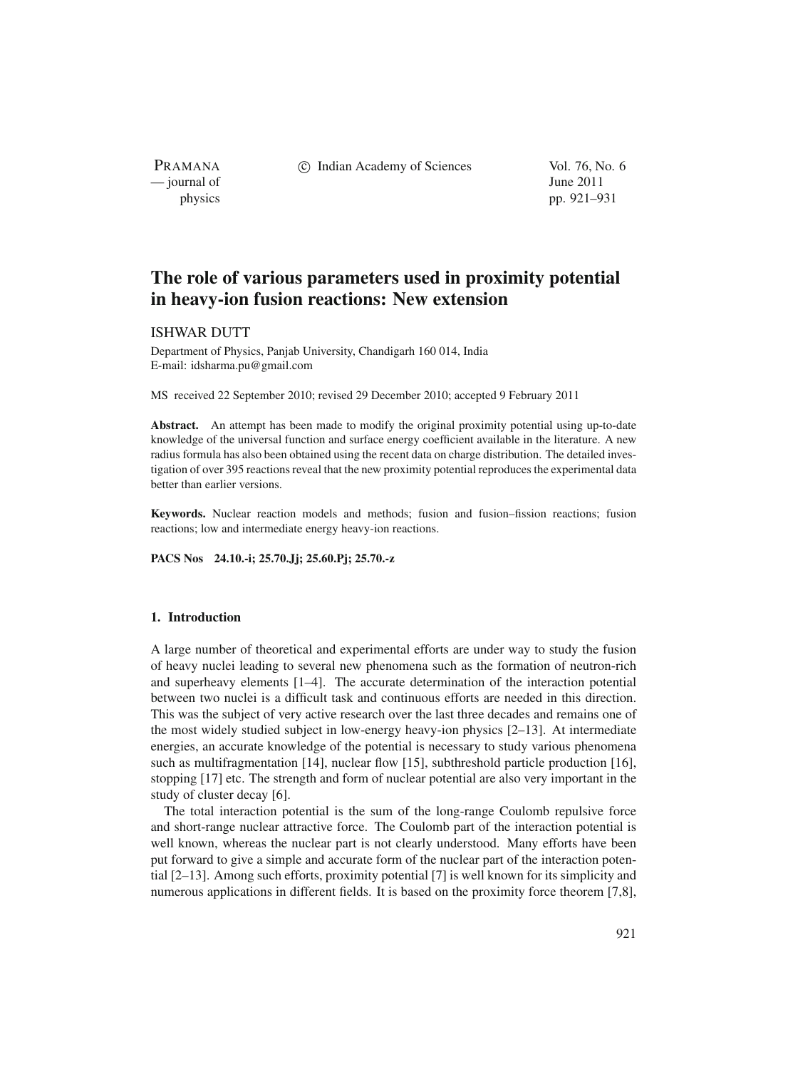# The role of various parameters used in proximity potential in heavy-ion fusion reactions: New extension

ISHWAR DUTT

Department of Physics, Panjab University, Chandigarh 160 014, India
E-mail: idsharma.pu@gmail.com

MS received 22 September 2010; revised 29 December 2010; accepted 9 February 2011

**Abstract.** An attempt has been made to modify the original proximity potential using up-to-date knowledge of the universal function and surface energy coefficient available in the literature. A new radius formula has also been obtained using the recent data on charge distribution. The detailed investigation of over 395 reactions reveal that the new proximity potential reproduces the experimental data better than earlier versions.

**Keywords.** Nuclear reaction models and methods; fusion and fusion–fission reactions; fusion reactions; low and intermediate energy heavy-ion reactions.

**PACS Nos** **24.10.-i; 25.70.Jj; 25.60.Pj; 25.70.-z**

## 1. Introduction

A large number of theoretical and experimental efforts are under way to study the fusion of heavy nuclei leading to several new phenomena such as the formation of neutron-rich and superheavy elements [1–4]. The accurate determination of the interaction potential between two nuclei is a difficult task and continuous efforts are needed in this direction. This was the subject of very active research over the last three decades and remains one of the most widely studied subject in low-energy heavy-ion physics [2–13]. At intermediate energies, an accurate knowledge of the potential is necessary to study various phenomena such as multifragmentation [14], nuclear flow [15], subthreshold particle production [16], stopping [17] etc. The strength and form of nuclear potential are also very important in the study of cluster decay [6].

The total interaction potential is the sum of the long-range Coulomb repulsive force and short-range nuclear attractive force. The Coulomb part of the interaction potential is well known, whereas the nuclear part is not clearly understood. Many efforts have been put forward to give a simple and accurate form of the nuclear part of the interaction potential [2–13]. Among such efforts, proximity potential [7] is well known for its simplicity and numerous applications in different fields. It is based on the proximity force theorem [7,8],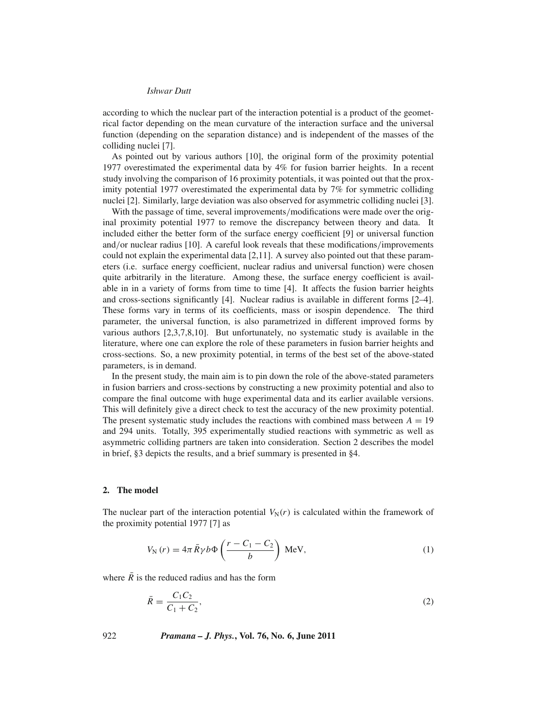according to which the nuclear part of the interaction potential is a product of the geometrical factor depending on the mean curvature of the interaction surface and the universal function (depending on the separation distance) and is independent of the masses of the colliding nuclei [7].

As pointed out by various authors [10], the original form of the proximity potential 1977 overestimated the experimental data by 4% for fusion barrier heights. In a recent study involving the comparison of 16 proximity potentials, it was pointed out that the proximity potential 1977 overestimated the experimental data by 7% for symmetric colliding nuclei [2]. Similarly, large deviation was also observed for asymmetric colliding nuclei [3].

With the passage of time, several improvements/modifications were made over the original proximity potential 1977 to remove the discrepancy between theory and data. It included either the better form of the surface energy coefficient [9] or universal function and/or nuclear radius [10]. A careful look reveals that these modifications/improvements could not explain the experimental data [2,11]. A survey also pointed out that these parameters (i.e. surface energy coefficient, nuclear radius and universal function) were chosen quite arbitrarily in the literature. Among these, the surface energy coefficient is available in in a variety of forms from time to time [4]. It affects the fusion barrier heights and cross-sections significantly [4]. Nuclear radius is available in different forms [2–4]. These forms vary in terms of its coefficients, mass or isospin dependence. The third parameter, the universal function, is also parametrized in different improved forms by various authors [2,3,7,8,10]. But unfortunately, no systematic study is available in the literature, where one can explore the role of these parameters in fusion barrier heights and cross-sections. So, a new proximity potential, in terms of the best set of the above-stated parameters, is in demand.

In the present study, the main aim is to pin down the role of the above-stated parameters in fusion barriers and cross-sections by constructing a new proximity potential and also to compare the final outcome with huge experimental data and its earlier available versions. This will definitely give a direct check to test the accuracy of the new proximity potential. The present systematic study includes the reactions with combined mass between $A = 19$ and 294 units. Totally, 395 experimentally studied reactions with symmetric as well as asymmetric colliding partners are taken into consideration. Section 2 describes the model in brief, §3 depicts the results, and a brief summary is presented in §4.

## 2. The model

The nuclear part of the interaction potential $V_N(r)$ is calculated within the framework of the proximity potential 1977 [7] as

$$V_N(r) = 4\pi \bar{R} \gamma b \Phi \left( \frac{r - C_1 - C_2}{b} \right) \text{ MeV}, \tag{1}$$

where $\bar{R}$ is the reduced radius and has the form

$$\bar{R} = \frac{C_1 C_2}{C_1 + C_2}, \tag{2}$$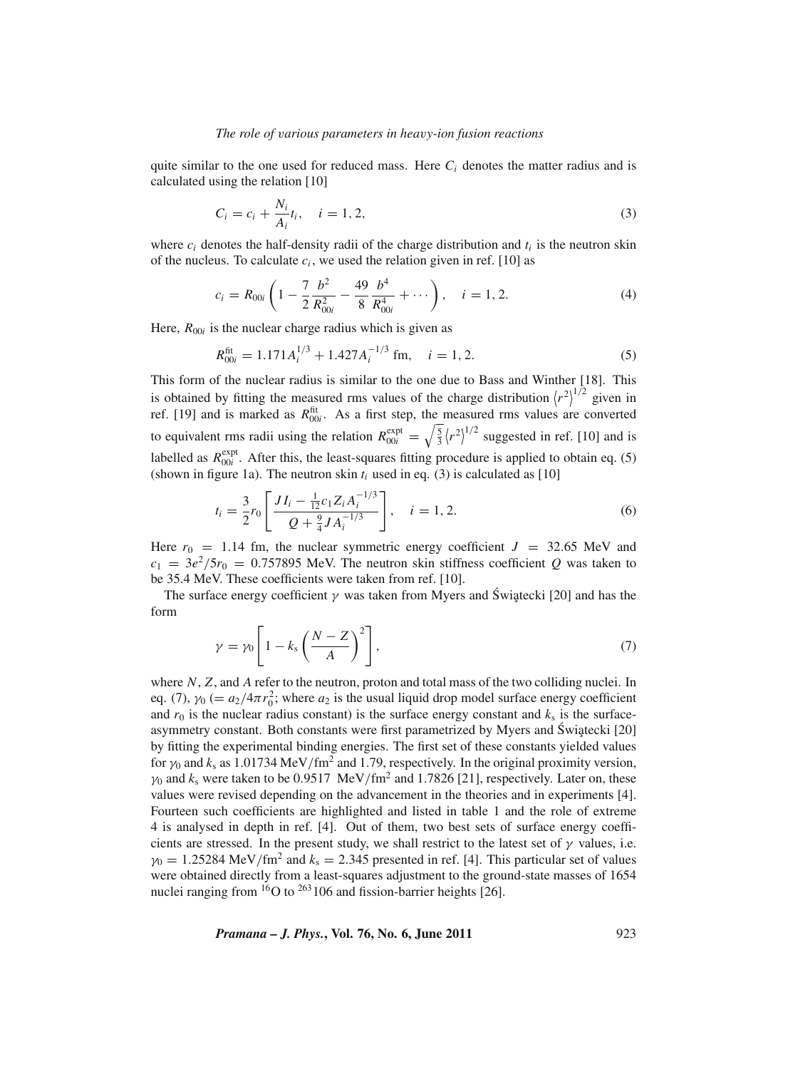quite similar to the one used for reduced mass. Here $C_i$ denotes the matter radius and is calculated using the relation [10]

$$C_i = c_i + \frac{N_i}{A_i} t_i, \quad i = 1, 2, \tag{3}$$

where $c_i$ denotes the half-density radii of the charge distribution and $t_i$ is the neutron skin of the nucleus. To calculate $c_i$, we used the relation given in ref. [10] as

$$c_i = R_{00i} \left( 1 - \frac{7}{2} \frac{b^2}{R_{00i}^2} - \frac{49}{8} \frac{b^4}{R_{00i}^4} + \cdots \right), \quad i = 1, 2. \tag{4}$$

Here, $R_{00i}$ is the nuclear charge radius which is given as

$$R_{00i}^{\text{fit}} = 1.171 A_i^{1/3} + 1.427 A_i^{-1/3} \text{ fm}, \quad i = 1, 2. \tag{5}$$

This form of the nuclear radius is similar to the one due to Bass and Winther [18]. This is obtained by fitting the measured rms values of the charge distribution $\langle r^2 \rangle^{1/2}$ given in ref. [19] and is marked as $R_{00i}^{\text{fit}}$. As a first step, the measured rms values are converted to equivalent rms radii using the relation $R_{00i}^{\text{expt}} = \sqrt{\frac{5}{3}} \langle r^2 \rangle^{1/2}$ suggested in ref. [10] and is labelled as $R_{00i}^{\text{expt}}$. After this, the least-squares fitting procedure is applied to obtain eq. (5) (shown in figure 1a). The neutron skin $t_i$ used in eq. (3) is calculated as [10]

$$t_i = \frac{3}{2} r_0 \left[ \frac{J I_i - \frac{1}{12} c_1 Z_i A_i^{-1/3}}{Q + \frac{9}{4} J A_i^{-1/3}} \right], \quad i = 1, 2. \tag{6}$$

Here $r_0 = 1.14$ fm, the nuclear symmetric energy coefficient $J = 32.65$ MeV and $c_1 = 3e^2/5r_0 = 0.757895$ MeV. The neutron skin stiffness coefficient $Q$ was taken to be 35.4 MeV. These coefficients were taken from ref. [10].

The surface energy coefficient $\gamma$ was taken from Myers and Świątecki [20] and has the form

$$\gamma = \gamma_0 \left[ 1 - k_\text{s} \left( \frac{N - Z}{A} \right)^2 \right], \tag{7}$$

where $N$, $Z$, and $A$ refer to the neutron, proton and total mass of the two colliding nuclei. In eq. (7), $\gamma_0$ ($= a_2/4\pi r_0^2$; where $a_2$ is the usual liquid drop model surface energy coefficient and $r_0$ is the nuclear radius constant) is the surface energy constant and $k_\text{s}$ is the surface-asymmetry constant. Both constants were first parametrized by Myers and Świątecki [20] by fitting the experimental binding energies. The first set of these constants yielded values for $\gamma_0$ and $k_\text{s}$ as 1.01734 MeV/fm$^2$ and 1.79, respectively. In the original proximity version, $\gamma_0$ and $k_\text{s}$ were taken to be 0.9517 MeV/fm$^2$ and 1.7826 [21], respectively. Later on, these values were revised depending on the advancement in the theories and in experiments [4]. Fourteen such coefficients are highlighted and listed in table 1 and the role of extreme 4 is analysed in depth in ref. [4]. Out of them, two best sets of surface energy coefficients are stressed. In the present study, we shall restrict to the latest set of $\gamma$ values, i.e. $\gamma_0 = 1.25284$ MeV/fm$^2$ and $k_\text{s} = 2.345$ presented in ref. [4]. This particular set of values were obtained directly from a least-squares adjustment to the ground-state masses of 1654 nuclei ranging from $^{16}$O to $^{263}$106 and fission-barrier heights [26].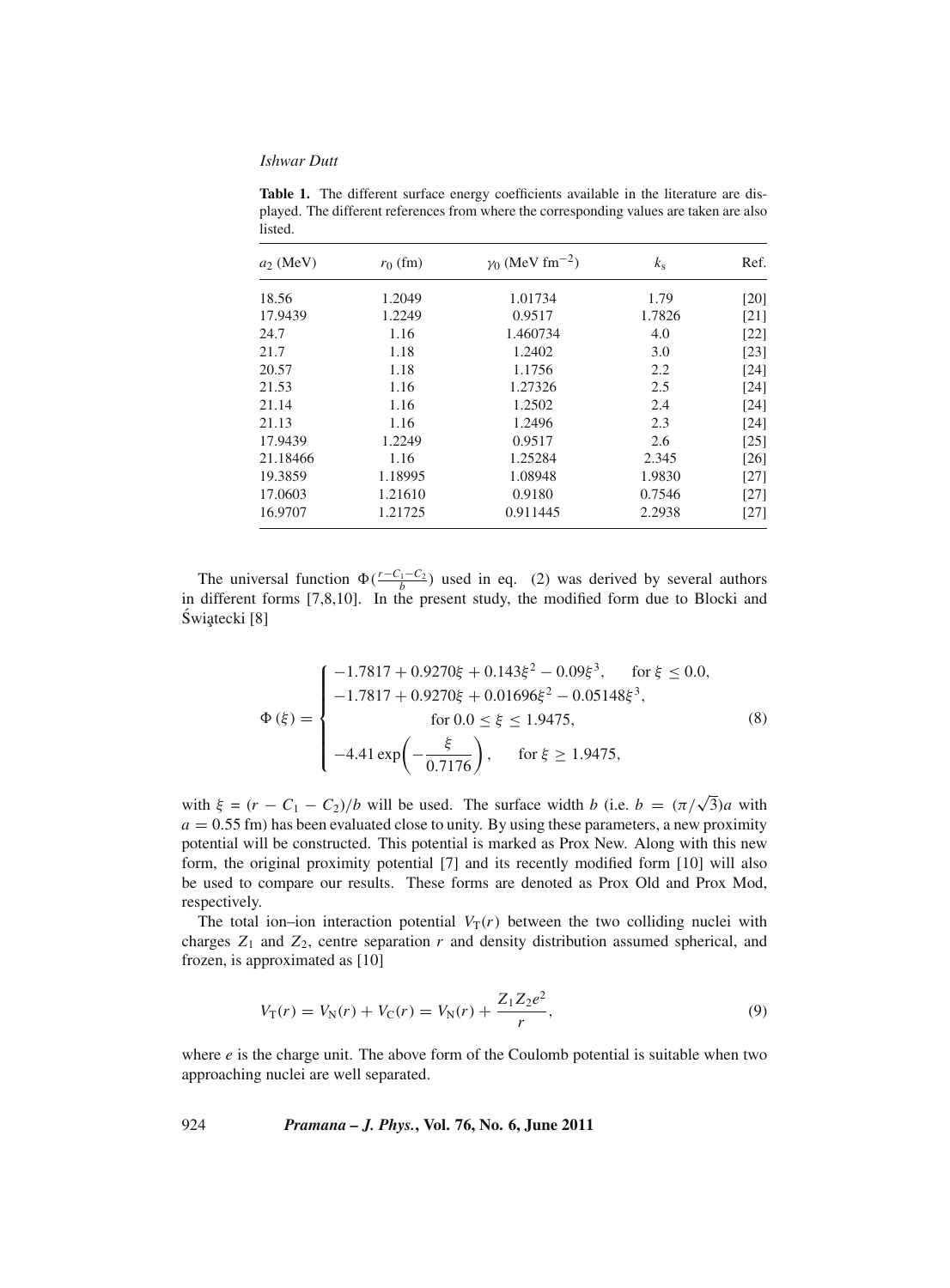**Table 1.** The different surface energy coefficients available in the literature are displayed. The different references from where the corresponding values are taken are also listed.

| $a_2$ (MeV) | $r_0$ (fm) | $\gamma_0$ (MeV fm$^{-2}$) | $k_s$ | Ref. |
|---|---|---|---|---|
| 18.56 | 1.2049 | 1.01734 | 1.79 | [20] |
| 17.9439 | 1.2249 | 0.9517 | 1.7826 | [21] |
| 24.7 | 1.16 | 1.460734 | 4.0 | [22] |
| 21.7 | 1.18 | 1.2402 | 3.0 | [23] |
| 20.57 | 1.18 | 1.1756 | 2.2 | [24] |
| 21.53 | 1.16 | 1.27326 | 2.5 | [24] |
| 21.14 | 1.16 | 1.2502 | 2.4 | [24] |
| 21.13 | 1.16 | 1.2496 | 2.3 | [24] |
| 17.9439 | 1.2249 | 0.9517 | 2.6 | [25] |
| 21.18466 | 1.16 | 1.25284 | 2.345 | [26] |
| 19.3859 | 1.18995 | 1.08948 | 1.9830 | [27] |
| 17.0603 | 1.21610 | 0.9180 | 0.7546 | [27] |
| 16.9707 | 1.21725 | 0.911445 | 2.2938 | [27] |

The universal function $\Phi(\frac{r-C_1-C_2}{b})$ used in eq. (2) was derived by several authors in different forms [7,8,10]. In the present study, the modified form due to Blocki and Świątecki [8]

$$\Phi(\xi) = \begin{cases} -1.7817 + 0.9270\xi + 0.143\xi^2 - 0.09\xi^3, & \text{for } \xi \leq 0.0, \\ -1.7817 + 0.9270\xi + 0.01696\xi^2 - 0.05148\xi^3, & \\ \qquad \text{for } 0.0 \leq \xi \leq 1.9475, & \\ -4.41 \exp\left(-\dfrac{\xi}{0.7176}\right), & \text{for } \xi \geq 1.9475, \end{cases} \tag{8}$$

with $\xi = (r - C_1 - C_2)/b$ will be used. The surface width $b$ (i.e. $b = (\pi/\sqrt{3})a$ with $a = 0.55$ fm) has been evaluated close to unity. By using these parameters, a new proximity potential will be constructed. This potential is marked as Prox New. Along with this new form, the original proximity potential [7] and its recently modified form [10] will also be used to compare our results. These forms are denoted as Prox Old and Prox Mod, respectively.

The total ion–ion interaction potential $V_T(r)$ between the two colliding nuclei with charges $Z_1$ and $Z_2$, centre separation $r$ and density distribution assumed spherical, and frozen, is approximated as [10]

$$V_T(r) = V_N(r) + V_C(r) = V_N(r) + \frac{Z_1 Z_2 e^2}{r}, \tag{9}$$

where $e$ is the charge unit. The above form of the Coulomb potential is suitable when two approaching nuclei are well separated.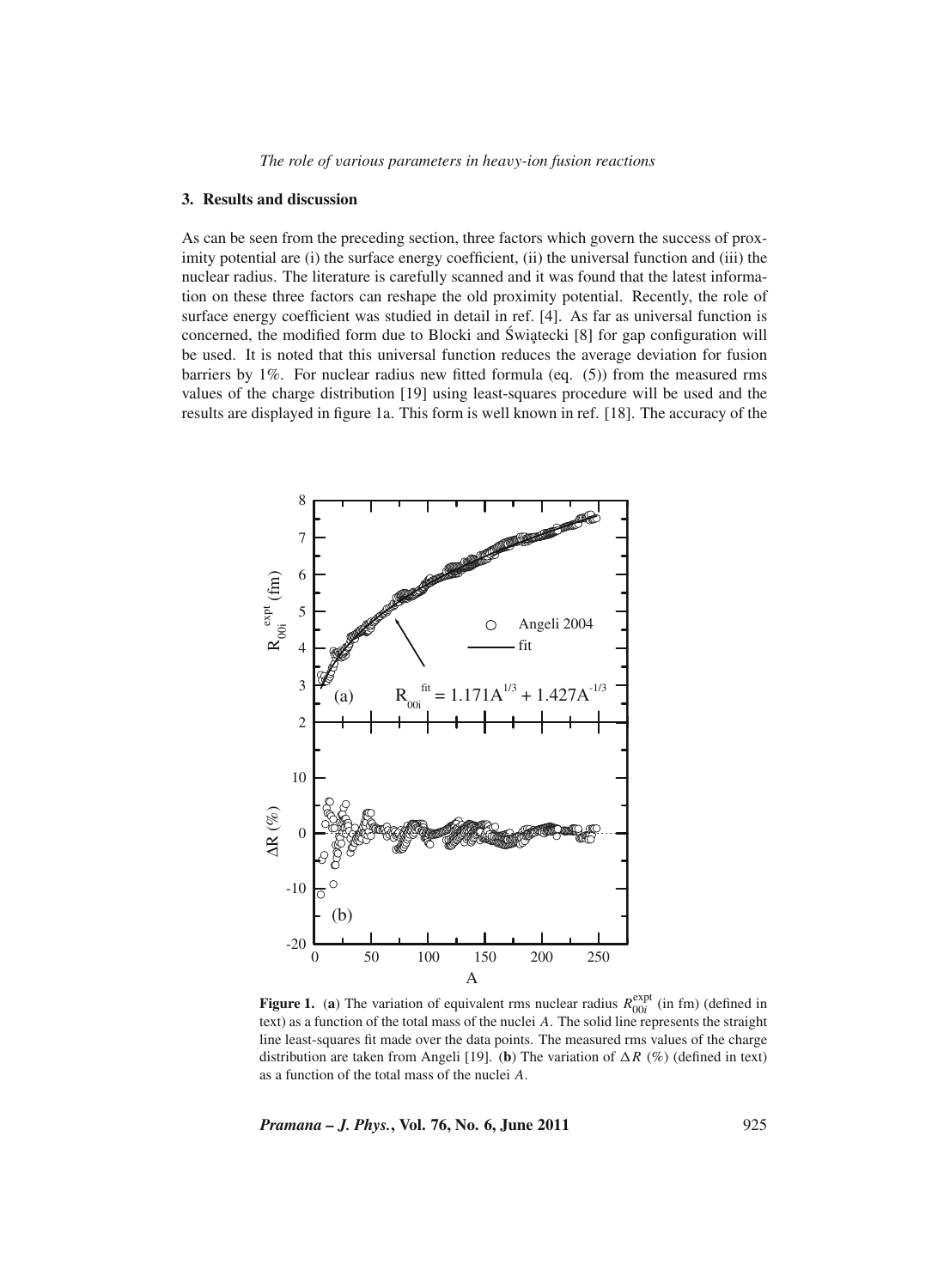## 3. Results and discussion

As can be seen from the preceding section, three factors which govern the success of proximity potential are (i) the surface energy coefficient, (ii) the universal function and (iii) the nuclear radius. The literature is carefully scanned and it was found that the latest information on these three factors can reshape the old proximity potential. Recently, the role of surface energy coefficient was studied in detail in ref. [4]. As far as universal function is concerned, the modified form due to Blocki and Święcki [8] for gap configuration will be used. It is noted that this universal function reduces the average deviation for fusion barriers by 1%. For nuclear radius new fitted formula (eq. (5)) from the measured rms values of the charge distribution [19] using least-squares procedure will be used and the results are displayed in figure 1a. This form is well known in ref. [18]. The accuracy of the

**Figure 1.** (**a**) The variation of equivalent rms nuclear radius $R_{00i}^{\mathrm{expt}}$ (in fm) (defined in text) as a function of the total mass of the nuclei $A$. The solid line represents the straight line least-squares fit made over the data points. The measured rms values of the charge distribution are taken from Angeli [19]. (**b**) The variation of $\Delta R$ (%) (defined in text) as a function of the total mass of the nuclei $A$.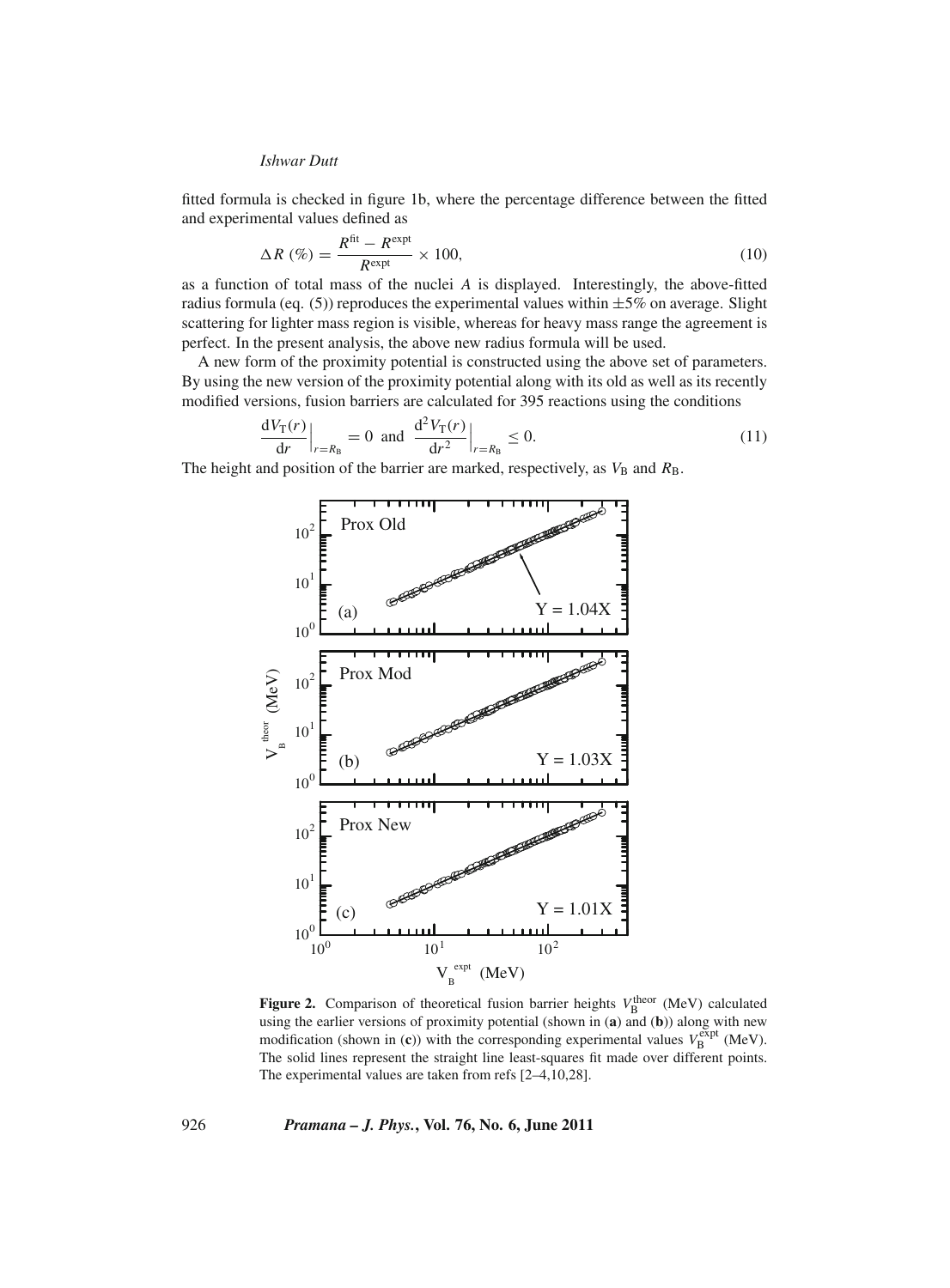fitted formula is checked in figure 1b, where the percentage difference between the fitted and experimental values defined as

$$\Delta R\ (\%) = \frac{R^{\text{fit}} - R^{\text{expt}}}{R^{\text{expt}}} \times 100, \tag{10}$$

as a function of total mass of the nuclei $A$ is displayed. Interestingly, the above-fitted radius formula (eq. (5)) reproduces the experimental values within $\pm 5\%$ on average. Slight scattering for lighter mass region is visible, whereas for heavy mass range the agreement is perfect. In the present analysis, the above new radius formula will be used.

A new form of the proximity potential is constructed using the above set of parameters. By using the new version of the proximity potential along with its old as well as its recently modified versions, fusion barriers are calculated for 395 reactions using the conditions

$$\left.\frac{\mathrm{d}V_{\mathrm{T}}(r)}{\mathrm{d}r}\right|_{r=R_{\mathrm{B}}} = 0 \ \text{ and } \ \left.\frac{\mathrm{d}^2V_{\mathrm{T}}(r)}{\mathrm{d}r^2}\right|_{r=R_{\mathrm{B}}} \leq 0. \tag{11}$$

The height and position of the barrier are marked, respectively, as $V_{\mathrm{B}}$ and $R_{\mathrm{B}}$.

**Figure 2.** Comparison of theoretical fusion barrier heights $V_{\mathrm{B}}^{\text{theor}}$ (MeV) calculated using the earlier versions of proximity potential (shown in (**a**) and (**b**)) along with new modification (shown in (**c**)) with the corresponding experimental values $V_{\mathrm{B}}^{\text{expt}}$ (MeV). The solid lines represent the straight line least-squares fit made over different points. The experimental values are taken from refs [2–4,10,28].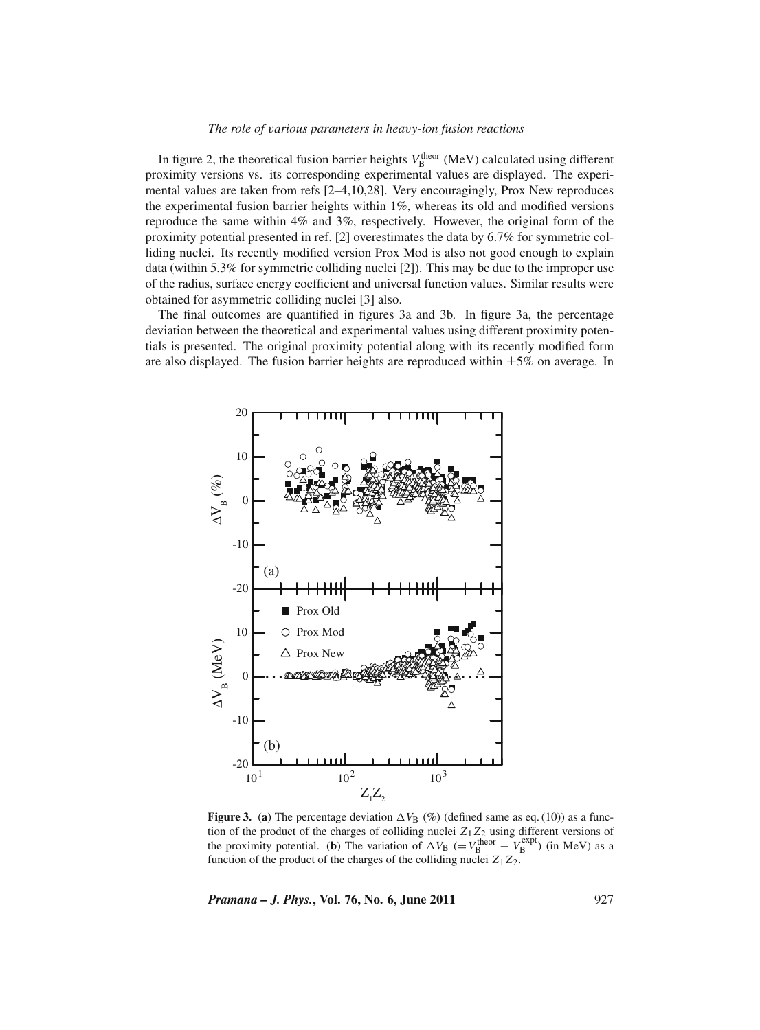In figure 2, the theoretical fusion barrier heights $V_B^{theor}$ (MeV) calculated using different proximity versions vs. its corresponding experimental values are displayed. The experimental values are taken from refs [2–4,10,28]. Very encouragingly, Prox New reproduces the experimental fusion barrier heights within 1%, whereas its old and modified versions reproduce the same within 4% and 3%, respectively. However, the original form of the proximity potential presented in ref. [2] overestimates the data by 6.7% for symmetric colliding nuclei. Its recently modified version Prox Mod is also not good enough to explain data (within 5.3% for symmetric colliding nuclei [2]). This may be due to the improper use of the radius, surface energy coefficient and universal function values. Similar results were obtained for asymmetric colliding nuclei [3] also.

The final outcomes are quantified in figures 3a and 3b. In figure 3a, the percentage deviation between the theoretical and experimental values using different proximity potentials is presented. The original proximity potential along with its recently modified form are also displayed. The fusion barrier heights are reproduced within ±5% on average. In

**Figure 3.** (**a**) The percentage deviation $\Delta V_B$ (%) (defined same as eq. (10)) as a function of the product of the charges of colliding nuclei $Z_1Z_2$ using different versions of the proximity potential. (**b**) The variation of $\Delta V_B$ $(= V_B^{theor} - V_B^{expt})$ (in MeV) as a function of the product of the charges of the colliding nuclei $Z_1Z_2$.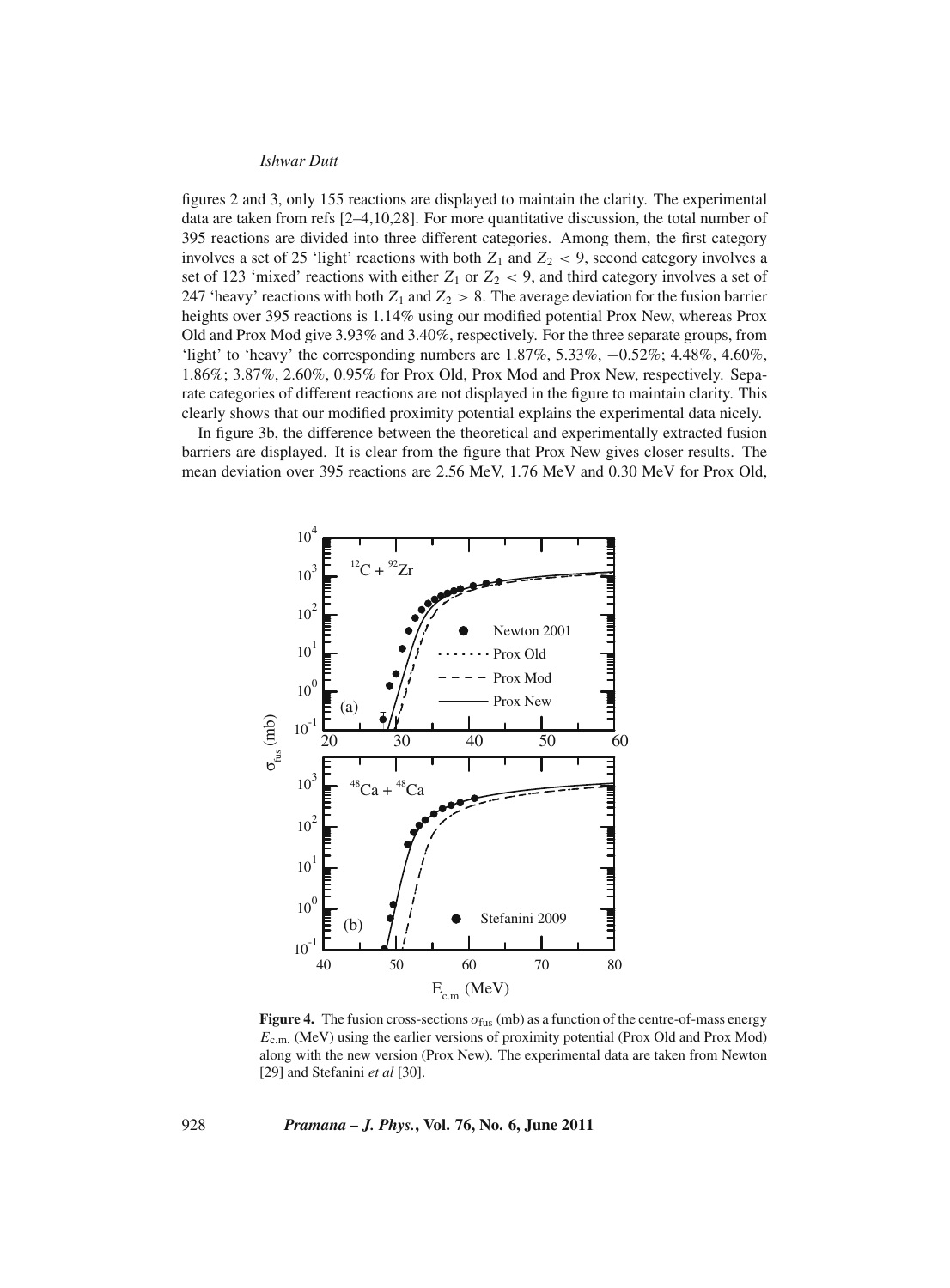figures 2 and 3, only 155 reactions are displayed to maintain the clarity. The experimental data are taken from refs [2–4,10,28]. For more quantitative discussion, the total number of 395 reactions are divided into three different categories. Among them, the first category involves a set of 25 'light' reactions with both $Z_1$ and $Z_2 < 9$, second category involves a set of 123 'mixed' reactions with either $Z_1$ or $Z_2 < 9$, and third category involves a set of 247 'heavy' reactions with both $Z_1$ and $Z_2 > 8$. The average deviation for the fusion barrier heights over 395 reactions is 1.14% using our modified potential Prox New, whereas Prox Old and Prox Mod give 3.93% and 3.40%, respectively. For the three separate groups, from 'light' to 'heavy' the corresponding numbers are 1.87%, 5.33%, −0.52%; 4.48%, 4.60%, 1.86%; 3.87%, 2.60%, 0.95% for Prox Old, Prox Mod and Prox New, respectively. Separate categories of different reactions are not displayed in the figure to maintain clarity. This clearly shows that our modified proximity potential explains the experimental data nicely.

In figure 3b, the difference between the theoretical and experimentally extracted fusion barriers are displayed. It is clear from the figure that Prox New gives closer results. The mean deviation over 395 reactions are 2.56 MeV, 1.76 MeV and 0.30 MeV for Prox Old,

**Figure 4.** The fusion cross-sections $\sigma_{\text{fus}}$ (mb) as a function of the centre-of-mass energy $E_{\text{c.m.}}$ (MeV) using the earlier versions of proximity potential (Prox Old and Prox Mod) along with the new version (Prox New). The experimental data are taken from Newton [29] and Stefanini *et al* [30].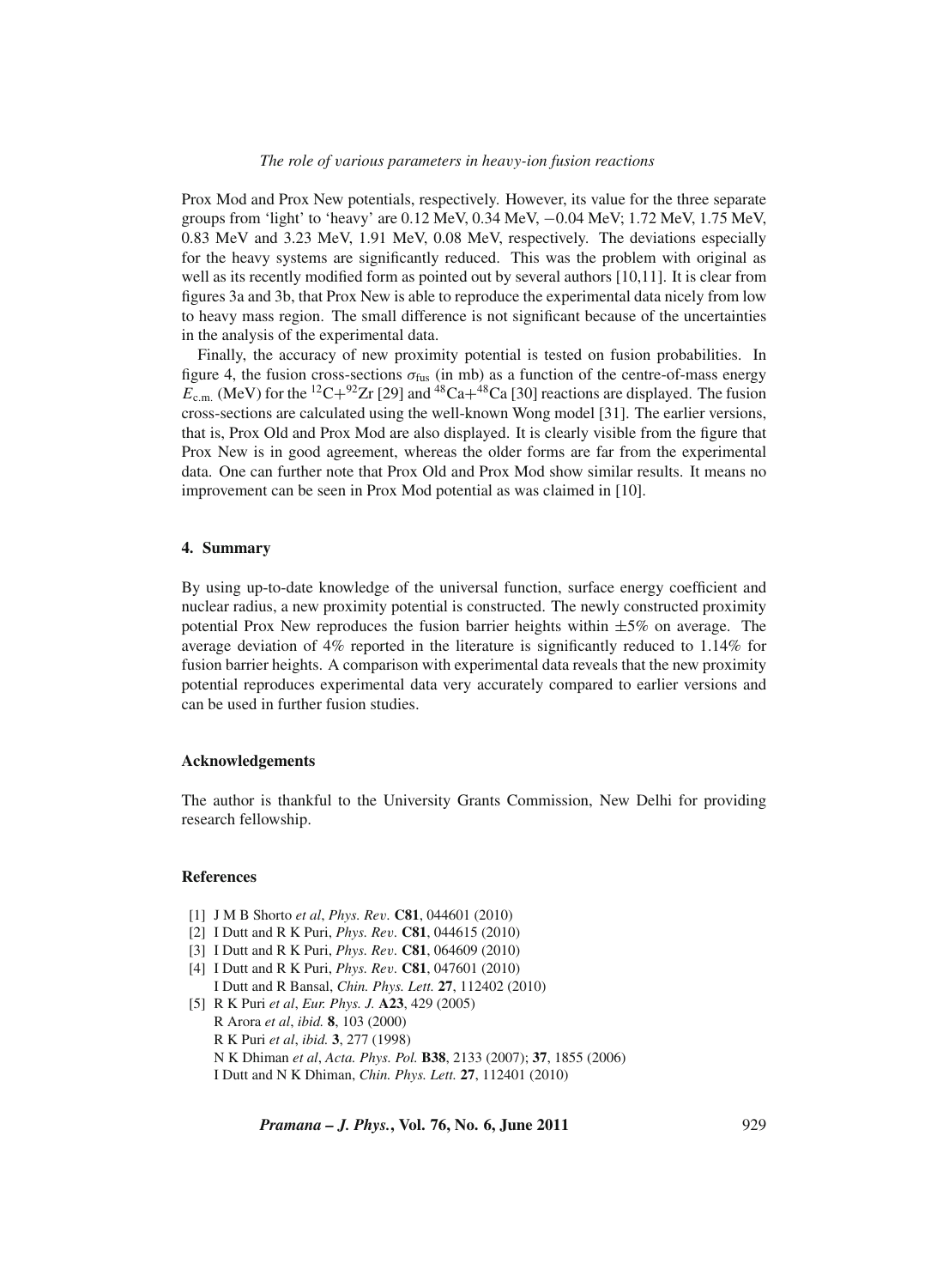Prox Mod and Prox New potentials, respectively. However, its value for the three separate groups from 'light' to 'heavy' are 0.12 MeV, 0.34 MeV, −0.04 MeV; 1.72 MeV, 1.75 MeV, 0.83 MeV and 3.23 MeV, 1.91 MeV, 0.08 MeV, respectively. The deviations especially for the heavy systems are significantly reduced. This was the problem with original as well as its recently modified form as pointed out by several authors [10,11]. It is clear from figures 3a and 3b, that Prox New is able to reproduce the experimental data nicely from low to heavy mass region. The small difference is not significant because of the uncertainties in the analysis of the experimental data.

Finally, the accuracy of new proximity potential is tested on fusion probabilities. In figure 4, the fusion cross-sections $\sigma_{\rm fus}$ (in mb) as a function of the centre-of-mass energy $E_{\rm c.m.}$ (MeV) for the $^{12}$C+$^{92}$Zr [29] and $^{48}$Ca+$^{48}$Ca [30] reactions are displayed. The fusion cross-sections are calculated using the well-known Wong model [31]. The earlier versions, that is, Prox Old and Prox Mod are also displayed. It is clearly visible from the figure that Prox New is in good agreement, whereas the older forms are far from the experimental data. One can further note that Prox Old and Prox Mod show similar results. It means no improvement can be seen in Prox Mod potential as was claimed in [10].

## 4. Summary

By using up-to-date knowledge of the universal function, surface energy coefficient and nuclear radius, a new proximity potential is constructed. The newly constructed proximity potential Prox New reproduces the fusion barrier heights within $\pm 5\%$ on average. The average deviation of 4% reported in the literature is significantly reduced to 1.14% for fusion barrier heights. A comparison with experimental data reveals that the new proximity potential reproduces experimental data very accurately compared to earlier versions and can be used in further fusion studies.

## Acknowledgements

The author is thankful to the University Grants Commission, New Delhi for providing research fellowship.

## References

[1] J M B Shorto *et al*, *Phys. Rev.* **C81**, 044601 (2010)
[2] I Dutt and R K Puri, *Phys. Rev.* **C81**, 044615 (2010)
[3] I Dutt and R K Puri, *Phys. Rev.* **C81**, 064609 (2010)
[4] I Dutt and R K Puri, *Phys. Rev.* **C81**, 047601 (2010)
I Dutt and R Bansal, *Chin. Phys. Lett.* **27**, 112402 (2010)
[5] R K Puri *et al*, *Eur. Phys. J.* **A23**, 429 (2005)
R Arora *et al*, *ibid.* **8**, 103 (2000)
R K Puri *et al*, *ibid.* **3**, 277 (1998)
N K Dhiman *et al*, *Acta. Phys. Pol.* **B38**, 2133 (2007); **37**, 1855 (2006)
I Dutt and N K Dhiman, *Chin. Phys. Lett.* **27**, 112401 (2010)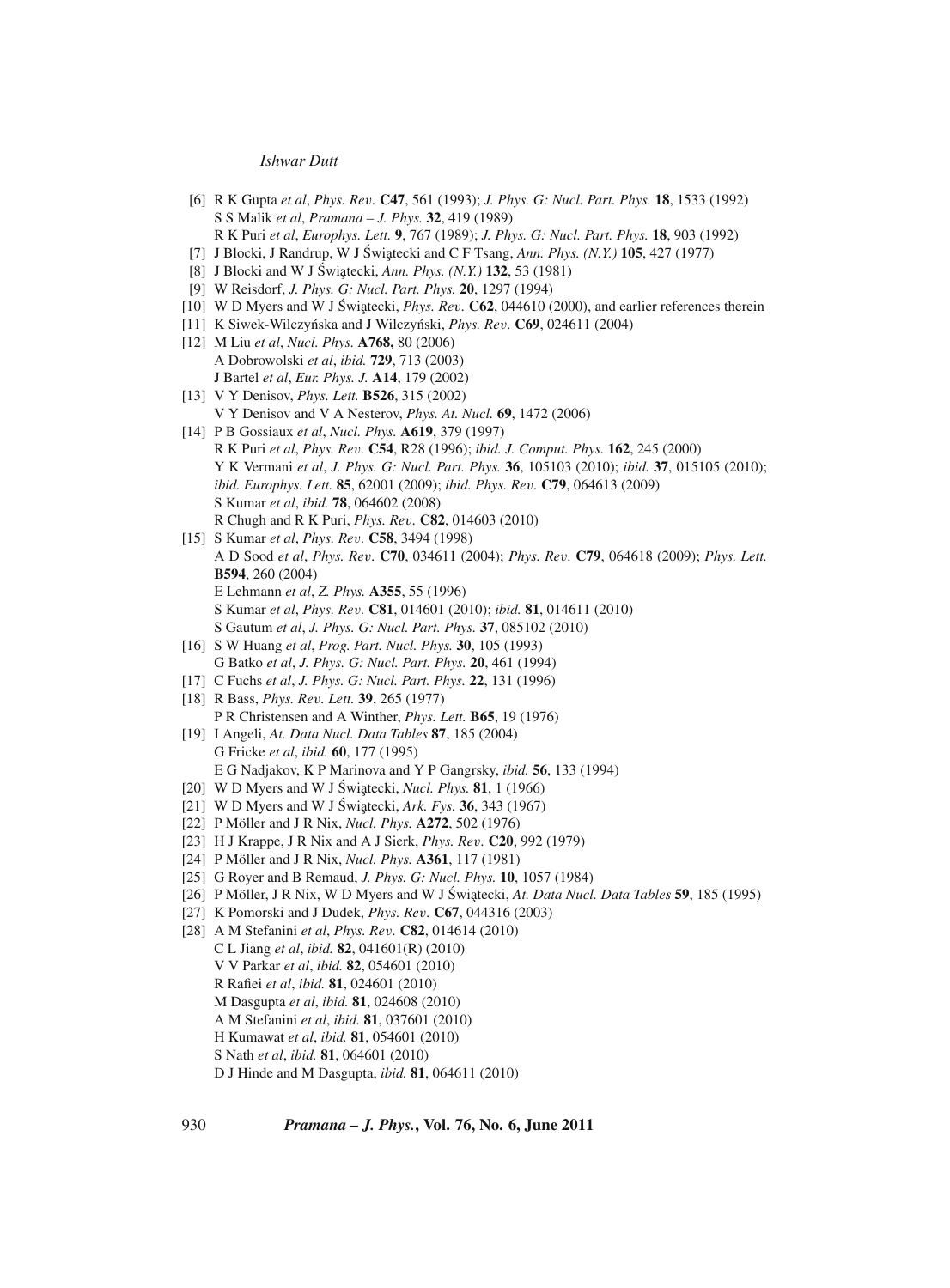[6] R K Gupta *et al*, *Phys. Rev.* **C47**, 561 (1993); *J. Phys. G: Nucl. Part. Phys.* **18**, 1533 (1992)
S S Malik *et al*, *Pramana – J. Phys.* **32**, 419 (1989)
R K Puri *et al*, *Europhys. Lett.* **9**, 767 (1989); *J. Phys. G: Nucl. Part. Phys.* **18**, 903 (1992)

[7] J Blocki, J Randrup, W J Świątecki and C F Tsang, *Ann. Phys. (N.Y.)* **105**, 427 (1977)

[8] J Blocki and W J Świątecki, *Ann. Phys. (N.Y.)* **132**, 53 (1981)

[9] W Reisdorf, *J. Phys. G: Nucl. Part. Phys.* **20**, 1297 (1994)

[10] W D Myers and W J Świątecki, *Phys. Rev.* **C62**, 044610 (2000), and earlier references therein

[11] K Siwek-Wilczyńska and J Wilczyński, *Phys. Rev.* **C69**, 024611 (2004)

[12] M Liu *et al*, *Nucl. Phys.* **A768,** 80 (2006)
A Dobrowolski *et al*, *ibid.* **729**, 713 (2003)
J Bartel *et al*, *Eur. Phys. J.* **A14**, 179 (2002)

[13] V Y Denisov, *Phys. Lett.* **B526**, 315 (2002)
V Y Denisov and V A Nesterov, *Phys. At. Nucl.* **69**, 1472 (2006)

[14] P B Gossiaux *et al*, *Nucl. Phys.* **A619**, 379 (1997)
R K Puri *et al*, *Phys. Rev.* **C54**, R28 (1996); *ibid. J. Comput. Phys.* **162**, 245 (2000)
Y K Vermani *et al*, *J. Phys. G: Nucl. Part. Phys.* **36**, 105103 (2010); *ibid.* **37**, 015105 (2010); *ibid. Europhys. Lett.* **85**, 62001 (2009); *ibid. Phys. Rev.* **C79**, 064613 (2009)
S Kumar *et al*, *ibid.* **78**, 064602 (2008)
R Chugh and R K Puri, *Phys. Rev.* **C82**, 014603 (2010)

[15] S Kumar *et al*, *Phys. Rev.* **C58**, 3494 (1998)
A D Sood *et al*, *Phys. Rev.* **C70**, 034611 (2004); *Phys. Rev.* **C79**, 064618 (2009); *Phys. Lett.* **B594**, 260 (2004)
E Lehmann *et al*, *Z. Phys.* **A355**, 55 (1996)
S Kumar *et al*, *Phys. Rev.* **C81**, 014601 (2010); *ibid.* **81**, 014611 (2010)
S Gautum *et al*, *J. Phys. G: Nucl. Part. Phys.* **37**, 085102 (2010)

[16] S W Huang *et al*, *Prog. Part. Nucl. Phys.* **30**, 105 (1993)
G Batko *et al*, *J. Phys. G: Nucl. Part. Phys.* **20**, 461 (1994)

[17] C Fuchs *et al*, *J. Phys. G: Nucl. Part. Phys.* **22**, 131 (1996)

[18] R Bass, *Phys. Rev. Lett.* **39**, 265 (1977)
P R Christensen and A Winther, *Phys. Lett.* **B65**, 19 (1976)

[19] I Angeli, *At. Data Nucl. Data Tables* **87**, 185 (2004)
G Fricke *et al*, *ibid.* **60**, 177 (1995)
E G Nadjakov, K P Marinova and Y P Gangrsky, *ibid.* **56**, 133 (1994)

[20] W D Myers and W J Świątecki, *Nucl. Phys.* **81**, 1 (1966)

[21] W D Myers and W J Świątecki, *Ark. Fys.* **36**, 343 (1967)

[22] P Möller and J R Nix, *Nucl. Phys.* **A272**, 502 (1976)

[23] H J Krappe, J R Nix and A J Sierk, *Phys. Rev.* **C20**, 992 (1979)

[24] P Möller and J R Nix, *Nucl. Phys.* **A361**, 117 (1981)

[25] G Royer and B Remaud, *J. Phys. G: Nucl. Phys.* **10**, 1057 (1984)

[26] P Möller, J R Nix, W D Myers and W J Świątecki, *At. Data Nucl. Data Tables* **59**, 185 (1995)

[27] K Pomorski and J Dudek, *Phys. Rev.* **C67**, 044316 (2003)

[28] A M Stefanini *et al*, *Phys. Rev.* **C82**, 014614 (2010)
C L Jiang *et al*, *ibid.* **82**, 041601(R) (2010)
V V Parkar *et al*, *ibid.* **82**, 054601 (2010)
R Rafiei *et al*, *ibid.* **81**, 024601 (2010)
M Dasgupta *et al*, *ibid.* **81**, 024608 (2010)
A M Stefanini *et al*, *ibid.* **81**, 037601 (2010)
H Kumawat *et al*, *ibid.* **81**, 054601 (2010)
S Nath *et al*, *ibid.* **81**, 064601 (2010)
D J Hinde and M Dasgupta, *ibid.* **81**, 064611 (2010)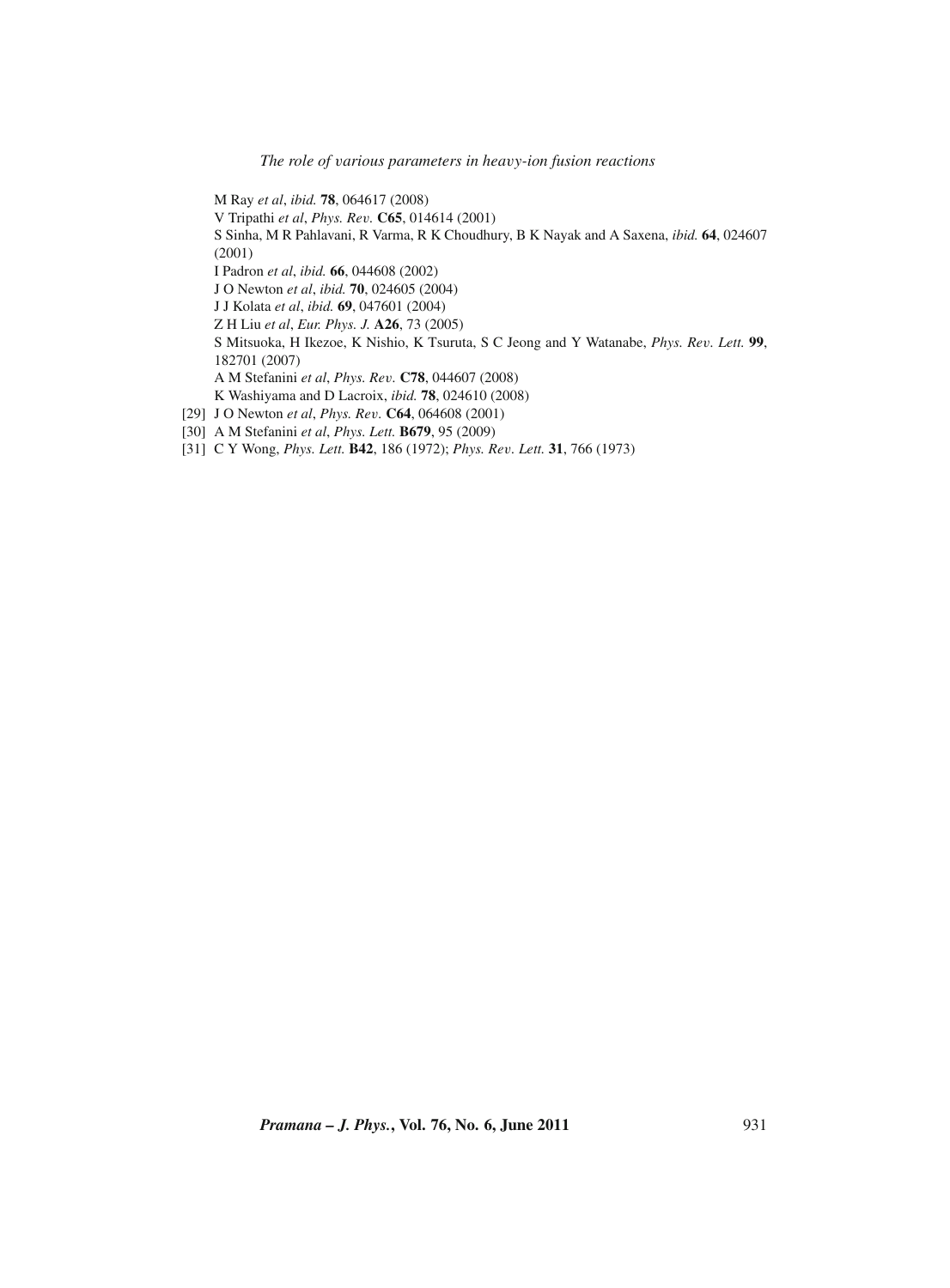M Ray *et al*, *ibid.* **78**, 064617 (2008)
V Tripathi *et al*, *Phys. Rev.* **C65**, 014614 (2001)
S Sinha, M R Pahlavani, R Varma, R K Choudhury, B K Nayak and A Saxena, *ibid.* **64**, 024607 (2001)
I Padron *et al*, *ibid.* **66**, 044608 (2002)
J O Newton *et al*, *ibid.* **70**, 024605 (2004)
J J Kolata *et al*, *ibid.* **69**, 047601 (2004)
Z H Liu *et al*, *Eur. Phys. J.* **A26**, 73 (2005)
S Mitsuoka, H Ikezoe, K Nishio, K Tsuruta, S C Jeong and Y Watanabe, *Phys. Rev. Lett.* **99**, 182701 (2007)
A M Stefanini *et al*, *Phys. Rev.* **C78**, 044607 (2008)
K Washiyama and D Lacroix, *ibid.* **78**, 024610 (2008)

[29] J O Newton *et al*, *Phys. Rev.* **C64**, 064608 (2001)
[30] A M Stefanini *et al*, *Phys. Lett.* **B679**, 95 (2009)
[31] C Y Wong, *Phys. Lett.* **B42**, 186 (1972); *Phys. Rev. Lett.* **31**, 766 (1973)